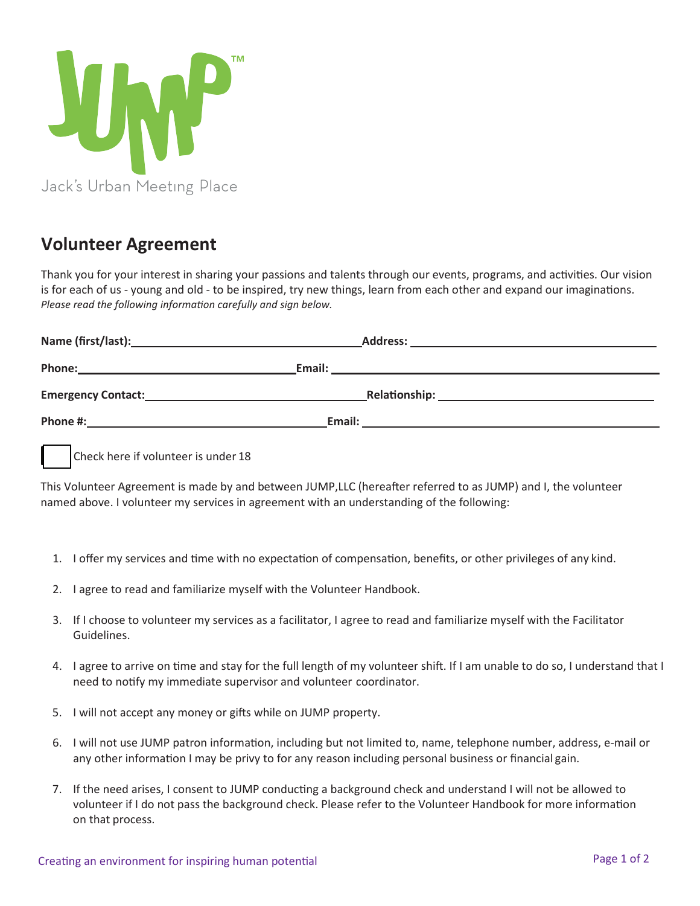JUMP™

Jack's Urban Meeting Place

## Volunteer Agreement

Thank you for your interest in sharing your passions and talents through our events, programs, and activities. Our vision is for each of us - young and old - to be inspired, try new things, learn from each other and expand our imaginations.
*Please read the following information carefully and sign below.*

**Name (first/last):** ______________________ **Address:** ______________________

**Phone:** ______________________ **Email:** ______________________

**Emergency Contact:** ______________________ **Relationship:** ______________________

**Phone #:** ______________________ **Email:** ______________________

☐ Check here if volunteer is under 18

This Volunteer Agreement is made by and between JUMP,LLC (hereafter referred to as JUMP) and I, the volunteer named above. I volunteer my services in agreement with an understanding of the following:

1. I offer my services and time with no expectation of compensation, benefits, or other privileges of any kind.
2. I agree to read and familiarize myself with the Volunteer Handbook.
3. If I choose to volunteer my services as a facilitator, I agree to read and familiarize myself with the Facilitator Guidelines.
4. I agree to arrive on time and stay for the full length of my volunteer shift. If I am unable to do so, I understand that I need to notify my immediate supervisor and volunteer coordinator.
5. I will not accept any money or gifts while on JUMP property.
6. I will not use JUMP patron information, including but not limited to, name, telephone number, address, e-mail or any other information I may be privy to for any reason including personal business or financial gain.
7. If the need arises, I consent to JUMP conducting a background check and understand I will not be allowed to volunteer if I do not pass the background check. Please refer to the Volunteer Handbook for more information on that process.

Creating an environment for inspiring human potential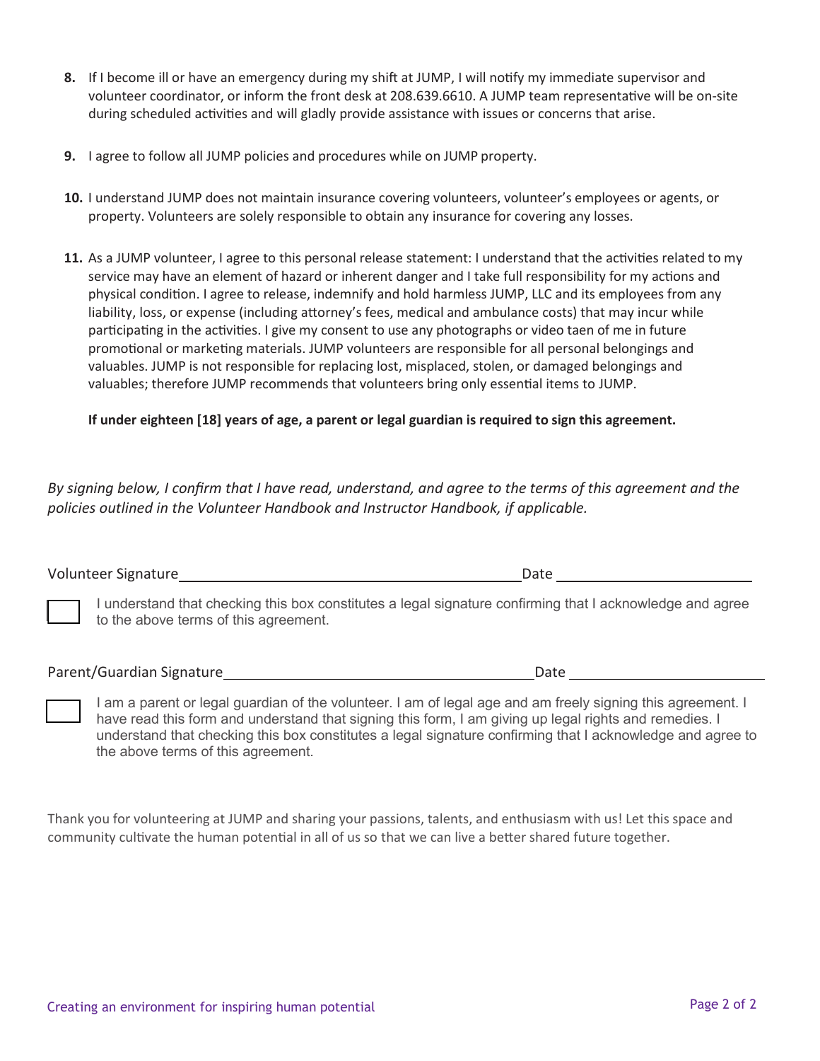8. If I become ill or have an emergency during my shift at JUMP, I will notify my immediate supervisor and volunteer coordinator, or inform the front desk at 208.639.6610. A JUMP team representative will be on-site during scheduled activities and will gladly provide assistance with issues or concerns that arise.

9. I agree to follow all JUMP policies and procedures while on JUMP property.

10. I understand JUMP does not maintain insurance covering volunteers, volunteer's employees or agents, or property. Volunteers are solely responsible to obtain any insurance for covering any losses.

11. As a JUMP volunteer, I agree to this personal release statement: I understand that the activities related to my service may have an element of hazard or inherent danger and I take full responsibility for my actions and physical condition. I agree to release, indemnify and hold harmless JUMP, LLC and its employees from any liability, loss, or expense (including attorney's fees, medical and ambulance costs) that may incur while participating in the activities. I give my consent to use any photographs or video taen of me in future promotional or marketing materials. JUMP volunteers are responsible for all personal belongings and valuables. JUMP is not responsible for replacing lost, misplaced, stolen, or damaged belongings and valuables; therefore JUMP recommends that volunteers bring only essential items to JUMP.

    **If under eighteen [18] years of age, a parent or legal guardian is required to sign this agreement.**

*By signing below, I confirm that I have read, understand, and agree to the terms of this agreement and the policies outlined in the Volunteer Handbook and Instructor Handbook, if applicable.*

Volunteer Signature______________________________ Date ________________

☐ I understand that checking this box constitutes a legal signature confirming that I acknowledge and agree to the above terms of this agreement.

Parent/Guardian Signature___________________________ Date ________________

☐ I am a parent or legal guardian of the volunteer. I am of legal age and am freely signing this agreement. I have read this form and understand that signing this form, I am giving up legal rights and remedies. I understand that checking this box constitutes a legal signature confirming that I acknowledge and agree to the above terms of this agreement.

Thank you for volunteering at JUMP and sharing your passions, talents, and enthusiasm with us! Let this space and community cultivate the human potential in all of us so that we can live a better shared future together.

Creating an environment for inspiring human potential